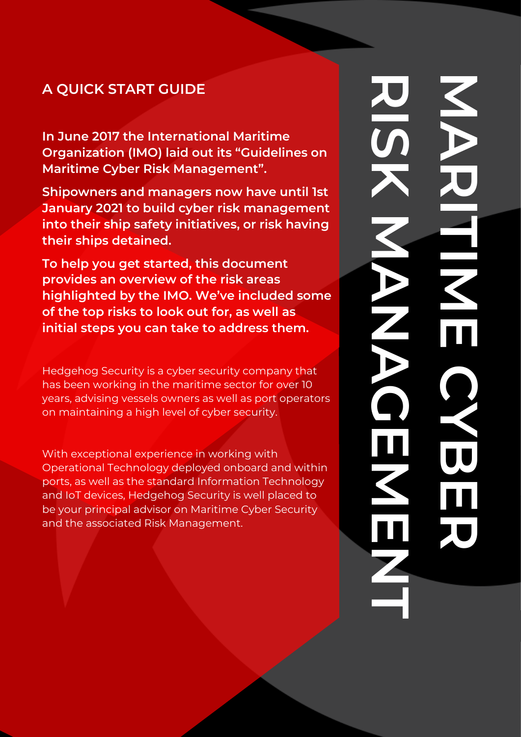# MARITIME CYBER RISK MANAGEMENT

## A QUICK START GUIDE

**In June 2017 the International Maritime Organization (IMO) laid out its "Guidelines on Maritime Cyber Risk Management".**

**Shipowners and managers now have until 1st January 2021 to build cyber risk management into their ship safety initiatives, or risk having their ships detained.**

**To help you get started, this document provides an overview of the risk areas highlighted by the IMO. We've included some of the top risks to look out for, as well as initial steps you can take to address them.**

Hedgehog Security is a cyber security company that has been working in the maritime sector for over 10 years, advising vessels owners as well as port operators on maintaining a high level of cyber security.

With exceptional experience in working with Operational Technology deployed onboard and within ports, as well as the standard Information Technology and IoT devices, Hedgehog Security is well placed to be your principal advisor on Maritime Cyber Security and the associated Risk Management.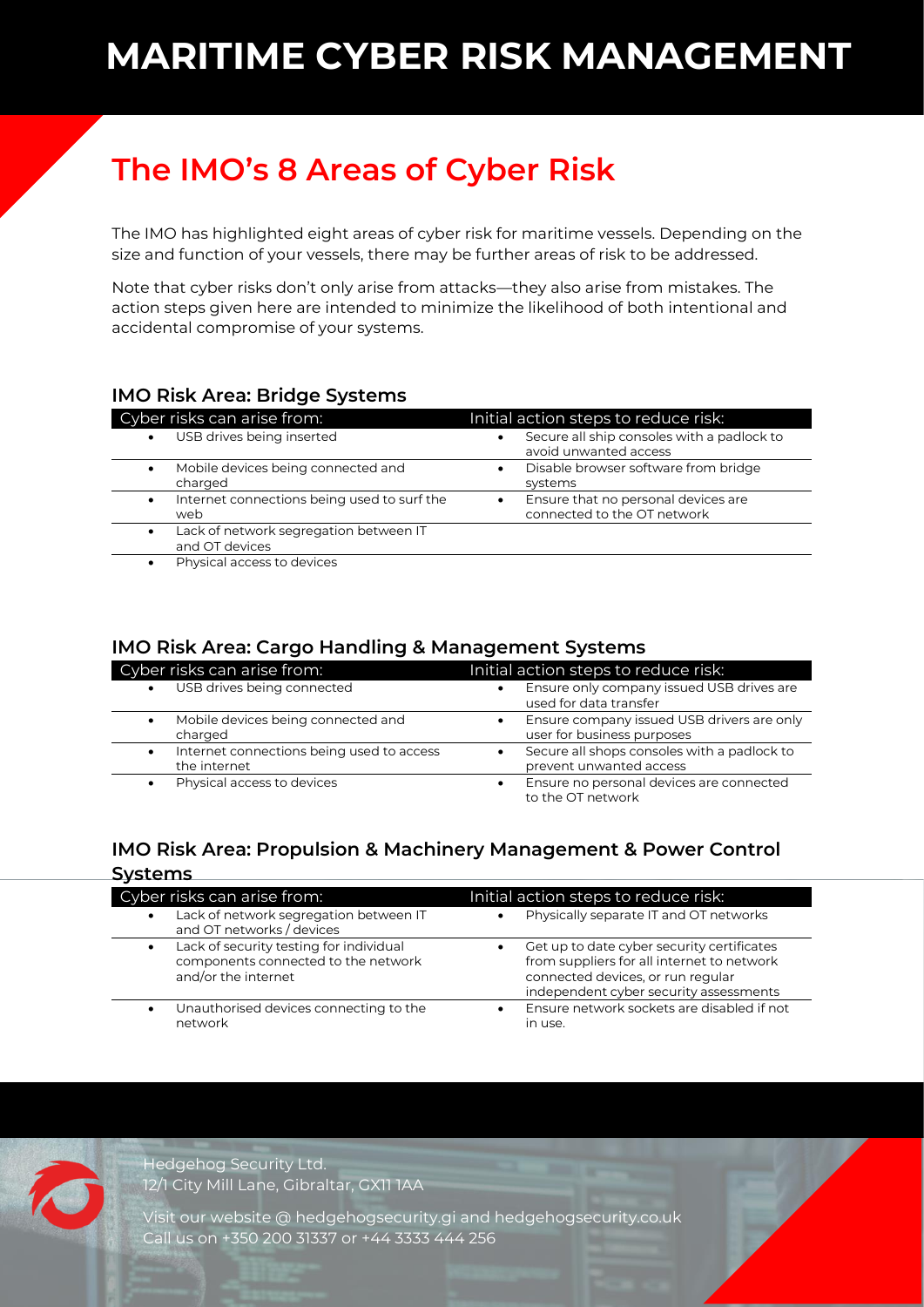# MARITIME CYBER RISK MANAGEMENT

## The IMO's 8 Areas of Cyber Risk

The IMO has highlighted eight areas of cyber risk for maritime vessels. Depending on the size and function of your vessels, there may be further areas of risk to be addressed.

Note that cyber risks don't only arise from attacks—they also arise from mistakes. The action steps given here are intended to minimize the likelihood of both intentional and accidental compromise of your systems.

### IMO Risk Area: Bridge Systems

| Cyber risks can arise from: | Initial action steps to reduce risk: |
|---|---|
| • USB drives being inserted | • Secure all ship consoles with a padlock to avoid unwanted access |
| • Mobile devices being connected and charged | • Disable browser software from bridge systems |
| • Internet connections being used to surf the web | • Ensure that no personal devices are connected to the OT network |
| • Lack of network segregation between IT and OT devices | |
| • Physical access to devices | |

### IMO Risk Area: Cargo Handling & Management Systems

| Cyber risks can arise from: | Initial action steps to reduce risk: |
|---|---|
| • USB drives being connected | • Ensure only company issued USB drives are used for data transfer |
| • Mobile devices being connected and charged | • Ensure company issued USB drivers are only user for business purposes |
| • Internet connections being used to access the internet | • Secure all shops consoles with a padlock to prevent unwanted access |
| • Physical access to devices | • Ensure no personal devices are connected to the OT network |

### IMO Risk Area: Propulsion & Machinery Management & Power Control Systems

| Cyber risks can arise from: | Initial action steps to reduce risk: |
|---|---|
| • Lack of network segregation between IT and OT networks / devices | • Physically separate IT and OT networks |
| • Lack of security testing for individual components connected to the network and/or the internet | • Get up to date cyber security certificates from suppliers for all internet to network connected devices, or run regular independent cyber security assessments |
| • Unauthorised devices connecting to the network | • Ensure network sockets are disabled if not in use. |

Hedgehog Security Ltd.
12/1 City Mill Lane, Gibraltar, GX11 1AA

Visit our website @ hedgehogsecurity.gi and hedgehogsecurity.co.uk
Call us on +350 200 31337 or +44 3333 444 256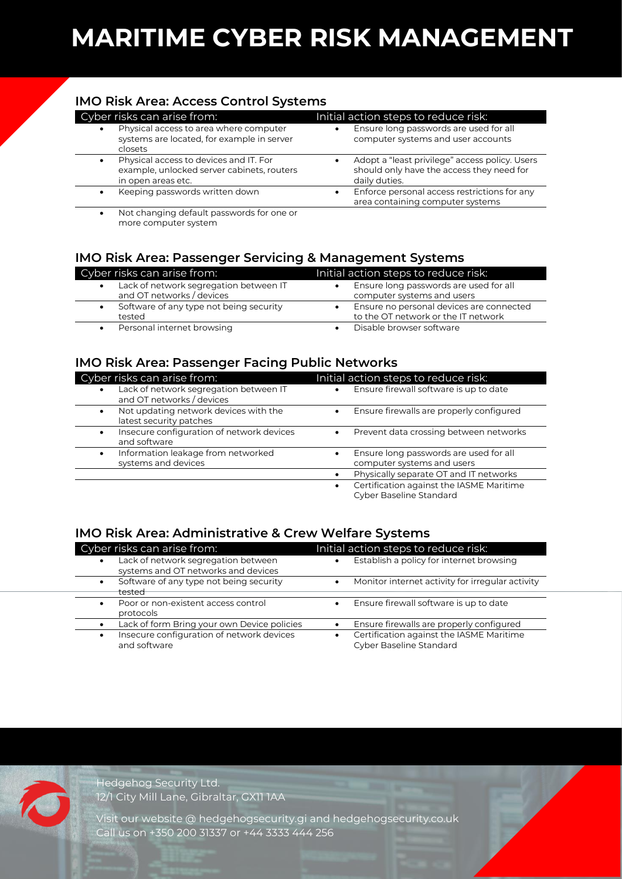# MARITIME CYBER RISK MANAGEMENT

## IMO Risk Area: Access Control Systems

| Cyber risks can arise from: | Initial action steps to reduce risk: |
|---|---|
| • Physical access to area where computer systems are located, for example in server closets | • Ensure long passwords are used for all computer systems and user accounts |
| • Physical access to devices and IT. For example, unlocked server cabinets, routers in open areas etc. | • Adopt a "least privilege" access policy. Users should only have the access they need for daily duties. |
| • Keeping passwords written down | • Enforce personal access restrictions for any area containing computer systems |
| • Not changing default passwords for one or more computer system | |

## IMO Risk Area: Passenger Servicing & Management Systems

| Cyber risks can arise from: | Initial action steps to reduce risk: |
|---|---|
| • Lack of network segregation between IT and OT networks / devices | • Ensure long passwords are used for all computer systems and users |
| • Software of any type not being security tested | • Ensure no personal devices are connected to the OT network or the IT network |
| • Personal internet browsing | • Disable browser software |

## IMO Risk Area: Passenger Facing Public Networks

| Cyber risks can arise from: | Initial action steps to reduce risk: |
|---|---|
| • Lack of network segregation between IT and OT networks / devices | • Ensure firewall software is up to date |
| • Not updating network devices with the latest security patches | • Ensure firewalls are properly configured |
| • Insecure configuration of network devices and software | • Prevent data crossing between networks |
| • Information leakage from networked systems and devices | • Ensure long passwords are used for all computer systems and users |
| | • Physically separate OT and IT networks |
| | • Certification against the IASME Maritime Cyber Baseline Standard |

## IMO Risk Area: Administrative & Crew Welfare Systems

| Cyber risks can arise from: | Initial action steps to reduce risk: |
|---|---|
| • Lack of network segregation between systems and OT networks and devices | • Establish a policy for internet browsing |
| • Software of any type not being security tested | • Monitor internet activity for irregular activity |
| • Poor or non-existent access control protocols | • Ensure firewall software is up to date |
| • Lack of form Bring your own Device policies | • Ensure firewalls are properly configured |
| • Insecure configuration of network devices and software | • Certification against the IASME Maritime Cyber Baseline Standard |

Hedgehog Security Ltd.
12/1 City Mill Lane, Gibraltar, GX11 1AA

Visit our website @ hedgehogsecurity.gi and hedgehogsecurity.co.uk
Call us on +350 200 31337 or +44 3333 444 256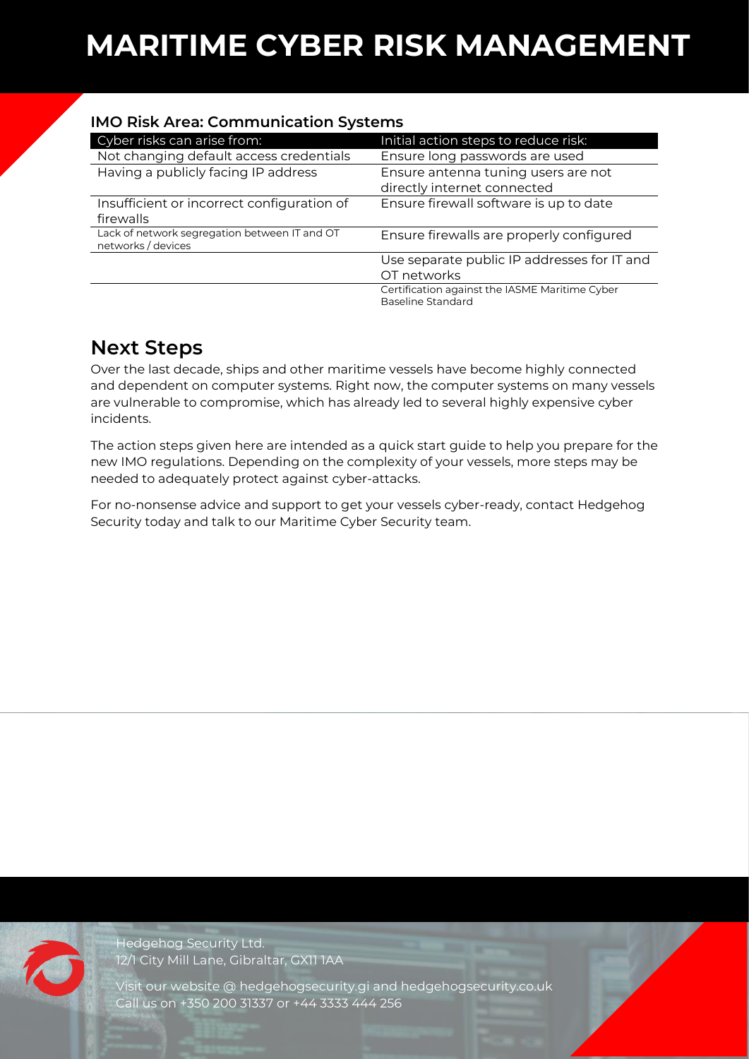# MARITIME CYBER RISK MANAGEMENT

### IMO Risk Area: Communication Systems

| Cyber risks can arise from: | Initial action steps to reduce risk: |
|---|---|
| Not changing default access credentials | Ensure long passwords are used |
| Having a publicly facing IP address | Ensure antenna tuning users are not directly internet connected |
| Insufficient or incorrect configuration of firewalls | Ensure firewall software is up to date |
| Lack of network segregation between IT and OT networks / devices | Ensure firewalls are properly configured |
| | Use separate public IP addresses for IT and OT networks |
| | Certification against the IASME Maritime Cyber Baseline Standard |

## Next Steps

Over the last decade, ships and other maritime vessels have become highly connected and dependent on computer systems. Right now, the computer systems on many vessels are vulnerable to compromise, which has already led to several highly expensive cyber incidents.

The action steps given here are intended as a quick start guide to help you prepare for the new IMO regulations. Depending on the complexity of your vessels, more steps may be needed to adequately protect against cyber-attacks.

For no-nonsense advice and support to get your vessels cyber-ready, contact Hedgehog Security today and talk to our Maritime Cyber Security team.

Hedgehog Security Ltd.
12/1 City Mill Lane, Gibraltar, GX11 1AA

Visit our website @ hedgehogsecurity.gi and hedgehogsecurity.co.uk
Call us on +350 200 31337 or +44 3333 444 256